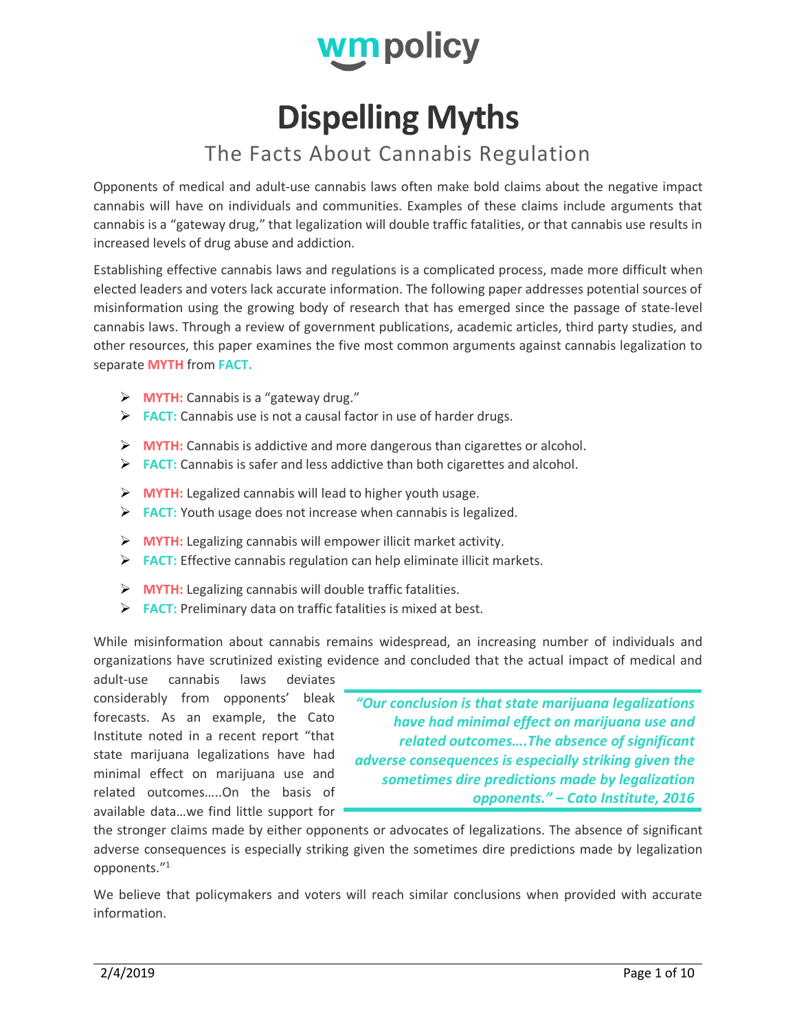wmpolicy

# Dispelling Myths

## The Facts About Cannabis Regulation

Opponents of medical and adult-use cannabis laws often make bold claims about the negative impact cannabis will have on individuals and communities. Examples of these claims include arguments that cannabis is a "gateway drug," that legalization will double traffic fatalities, or that cannabis use results in increased levels of drug abuse and addiction.

Establishing effective cannabis laws and regulations is a complicated process, made more difficult when elected leaders and voters lack accurate information. The following paper addresses potential sources of misinformation using the growing body of research that has emerged since the passage of state-level cannabis laws. Through a review of government publications, academic articles, third party studies, and other resources, this paper examines the five most common arguments against cannabis legalization to separate **MYTH** from **FACT.**

- **MYTH:** Cannabis is a "gateway drug."
- **FACT:** Cannabis use is not a causal factor in use of harder drugs.

- **MYTH:** Cannabis is addictive and more dangerous than cigarettes or alcohol.
- **FACT:** Cannabis is safer and less addictive than both cigarettes and alcohol.

- **MYTH:** Legalized cannabis will lead to higher youth usage.
- **FACT:** Youth usage does not increase when cannabis is legalized.

- **MYTH:** Legalizing cannabis will empower illicit market activity.
- **FACT:** Effective cannabis regulation can help eliminate illicit markets.

- **MYTH:** Legalizing cannabis will double traffic fatalities.
- **FACT:** Preliminary data on traffic fatalities is mixed at best.

While misinformation about cannabis remains widespread, an increasing number of individuals and organizations have scrutinized existing evidence and concluded that the actual impact of medical and adult-use cannabis laws deviates considerably from opponents' bleak forecasts. As an example, the Cato Institute noted in a recent report "that state marijuana legalizations have had minimal effect on marijuana use and related outcomes…..On the basis of available data…we find little support for the stronger claims made by either opponents or advocates of legalizations. The absence of significant adverse consequences is especially striking given the sometimes dire predictions made by legalization opponents."[1]

> ***"Our conclusion is that state marijuana legalizations have had minimal effect on marijuana use and related outcomes….The absence of significant adverse consequences is especially striking given the sometimes dire predictions made by legalization opponents." – Cato Institute, 2016***

We believe that policymakers and voters will reach similar conclusions when provided with accurate information.

2/4/2019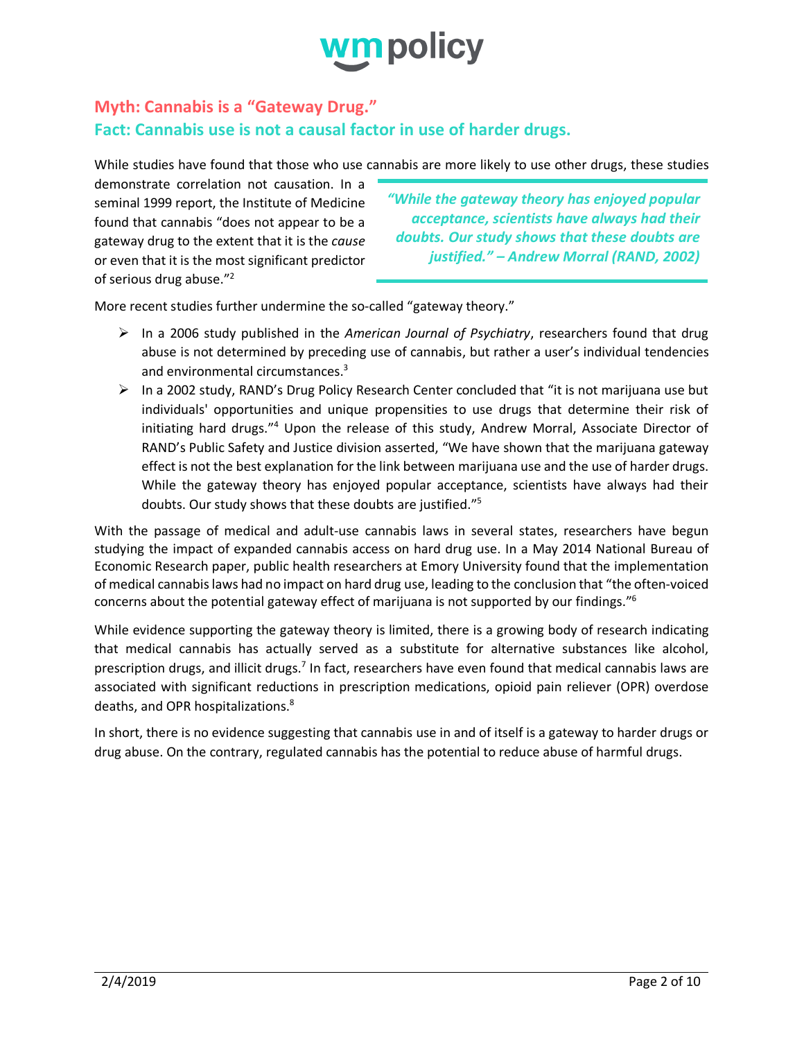## Myth: Cannabis is a "Gateway Drug."

## Fact: Cannabis use is not a causal factor in use of harder drugs.

While studies have found that those who use cannabis are more likely to use other drugs, these studies demonstrate correlation not causation. In a seminal 1999 report, the Institute of Medicine found that cannabis "does not appear to be a gateway drug to the extent that it is the *cause* or even that it is the most significant predictor of serious drug abuse."[2]

> ***"While the gateway theory has enjoyed popular acceptance, scientists have always had their doubts. Our study shows that these doubts are justified." – Andrew Morral (RAND, 2002)***

More recent studies further undermine the so-called "gateway theory."

- In a 2006 study published in the *American Journal of Psychiatry*, researchers found that drug abuse is not determined by preceding use of cannabis, but rather a user's individual tendencies and environmental circumstances.[3]
- In a 2002 study, RAND's Drug Policy Research Center concluded that "it is not marijuana use but individuals' opportunities and unique propensities to use drugs that determine their risk of initiating hard drugs."[4] Upon the release of this study, Andrew Morral, Associate Director of RAND's Public Safety and Justice division asserted, "We have shown that the marijuana gateway effect is not the best explanation for the link between marijuana use and the use of harder drugs. While the gateway theory has enjoyed popular acceptance, scientists have always had their doubts. Our study shows that these doubts are justified."[5]

With the passage of medical and adult-use cannabis laws in several states, researchers have begun studying the impact of expanded cannabis access on hard drug use. In a May 2014 National Bureau of Economic Research paper, public health researchers at Emory University found that the implementation of medical cannabis laws had no impact on hard drug use, leading to the conclusion that "the often-voiced concerns about the potential gateway effect of marijuana is not supported by our findings."[6]

While evidence supporting the gateway theory is limited, there is a growing body of research indicating that medical cannabis has actually served as a substitute for alternative substances like alcohol, prescription drugs, and illicit drugs.[7] In fact, researchers have even found that medical cannabis laws are associated with significant reductions in prescription medications, opioid pain reliever (OPR) overdose deaths, and OPR hospitalizations.[8]

In short, there is no evidence suggesting that cannabis use in and of itself is a gateway to harder drugs or drug abuse. On the contrary, regulated cannabis has the potential to reduce abuse of harmful drugs.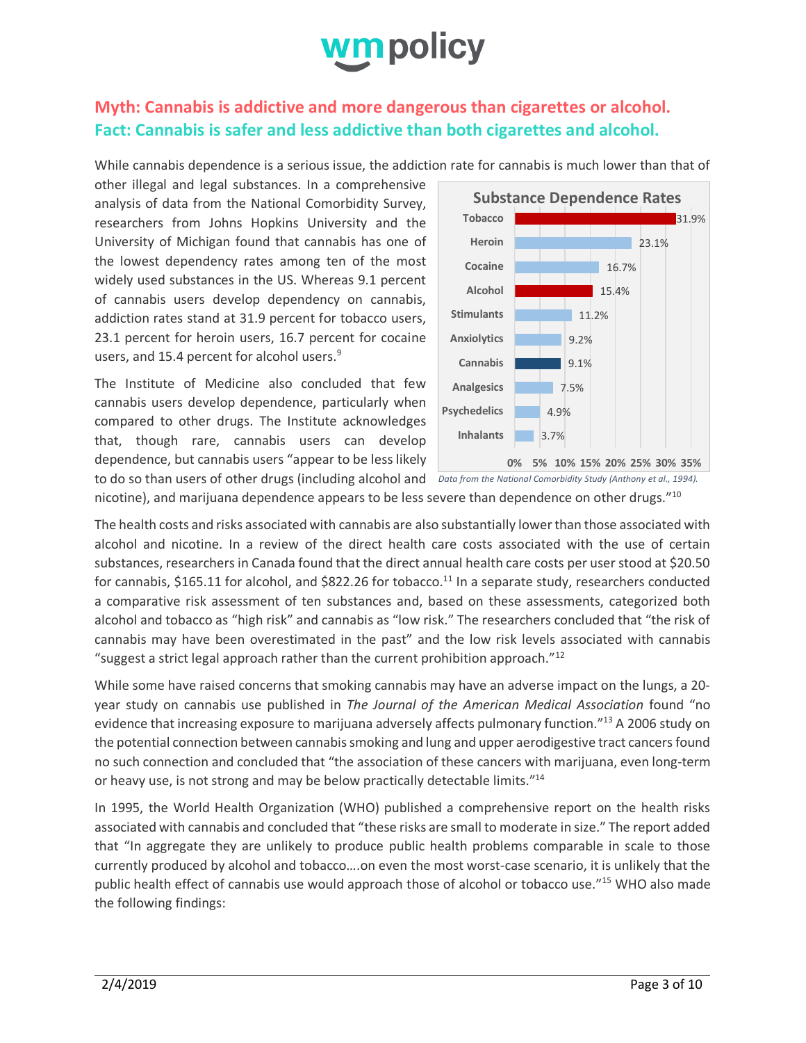**Myth: Cannabis is addictive and more dangerous than cigarettes or alcohol.**
**Fact: Cannabis is safer and less addictive than both cigarettes and alcohol.**

While cannabis dependence is a serious issue, the addiction rate for cannabis is much lower than that of other illegal and legal substances. In a comprehensive analysis of data from the National Comorbidity Survey, researchers from Johns Hopkins University and the University of Michigan found that cannabis has one of the lowest dependency rates among ten of the most widely used substances in the US. Whereas 9.1 percent of cannabis users develop dependency on cannabis, addiction rates stand at 31.9 percent for tobacco users, 23.1 percent for heroin users, 16.7 percent for cocaine users, and 15.4 percent for alcohol users.[9]

Substance Dependence Rates

Tobacco 31.9%
Heroin 23.1%
Cocaine 16.7%
Alcohol 15.4%
Stimulants 11.2%
Anxiolytics 9.2%
Cannabis 9.1%
Analgesics 7.5%
Psychedelics 4.9%
Inhalants 3.7%

0% 5% 10% 15% 20% 25% 30% 35%

*Data from the National Comorbidity Study (Anthony et al., 1994).*

The Institute of Medicine also concluded that few cannabis users develop dependence, particularly when compared to other drugs. The Institute acknowledges that, though rare, cannabis users can develop dependence, but cannabis users "appear to be less likely to do so than users of other drugs (including alcohol and nicotine), and marijuana dependence appears to be less severe than dependence on other drugs."[10]

The health costs and risks associated with cannabis are also substantially lower than those associated with alcohol and nicotine. In a review of the direct health care costs associated with the use of certain substances, researchers in Canada found that the direct annual health care costs per user stood at $20.50 for cannabis, $165.11 for alcohol, and $822.26 for tobacco.[11] In a separate study, researchers conducted a comparative risk assessment of ten substances and, based on these assessments, categorized both alcohol and tobacco as "high risk" and cannabis as "low risk." The researchers concluded that "the risk of cannabis may have been overestimated in the past" and the low risk levels associated with cannabis "suggest a strict legal approach rather than the current prohibition approach."[12]

While some have raised concerns that smoking cannabis may have an adverse impact on the lungs, a 20-year study on cannabis use published in *The Journal of the American Medical Association* found "no evidence that increasing exposure to marijuana adversely affects pulmonary function."[13] A 2006 study on the potential connection between cannabis smoking and lung and upper aerodigestive tract cancers found no such connection and concluded that "the association of these cancers with marijuana, even long-term or heavy use, is not strong and may be below practically detectable limits."[14]

In 1995, the World Health Organization (WHO) published a comprehensive report on the health risks associated with cannabis and concluded that "these risks are small to moderate in size." The report added that "In aggregate they are unlikely to produce public health problems comparable in scale to those currently produced by alcohol and tobacco….on even the most worst-case scenario, it is unlikely that the public health effect of cannabis use would approach those of alcohol or tobacco use."[15] WHO also made the following findings: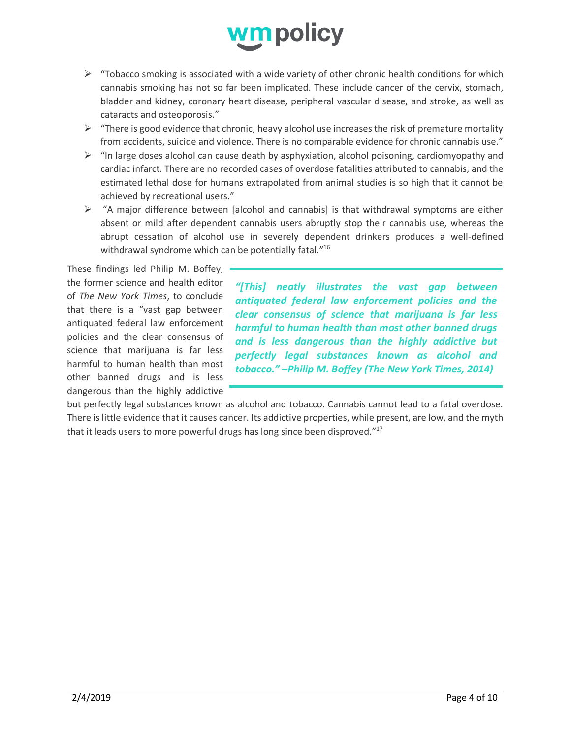- "Tobacco smoking is associated with a wide variety of other chronic health conditions for which cannabis smoking has not so far been implicated. These include cancer of the cervix, stomach, bladder and kidney, coronary heart disease, peripheral vascular disease, and stroke, as well as cataracts and osteoporosis."
- "There is good evidence that chronic, heavy alcohol use increases the risk of premature mortality from accidents, suicide and violence. There is no comparable evidence for chronic cannabis use."
- "In large doses alcohol can cause death by asphyxiation, alcohol poisoning, cardiomyopathy and cardiac infarct. There are no recorded cases of overdose fatalities attributed to cannabis, and the estimated lethal dose for humans extrapolated from animal studies is so high that it cannot be achieved by recreational users."
- "A major difference between [alcohol and cannabis] is that withdrawal symptoms are either absent or mild after dependent cannabis users abruptly stop their cannabis use, whereas the abrupt cessation of alcohol use in severely dependent drinkers produces a well-defined withdrawal syndrome which can be potentially fatal."[16]

> ***"[This] neatly illustrates the vast gap between antiquated federal law enforcement policies and the clear consensus of science that marijuana is far less harmful to human health than most other banned drugs and is less dangerous than the highly addictive but perfectly legal substances known as alcohol and tobacco." –Philip M. Boffey (The New York Times, 2014)***

These findings led Philip M. Boffey, the former science and health editor of *The New York Times*, to conclude that there is a "vast gap between antiquated federal law enforcement policies and the clear consensus of science that marijuana is far less harmful to human health than most other banned drugs and is less dangerous than the highly addictive but perfectly legal substances known as alcohol and tobacco. Cannabis cannot lead to a fatal overdose. There is little evidence that it causes cancer. Its addictive properties, while present, are low, and the myth that it leads users to more powerful drugs has long since been disproved."[17]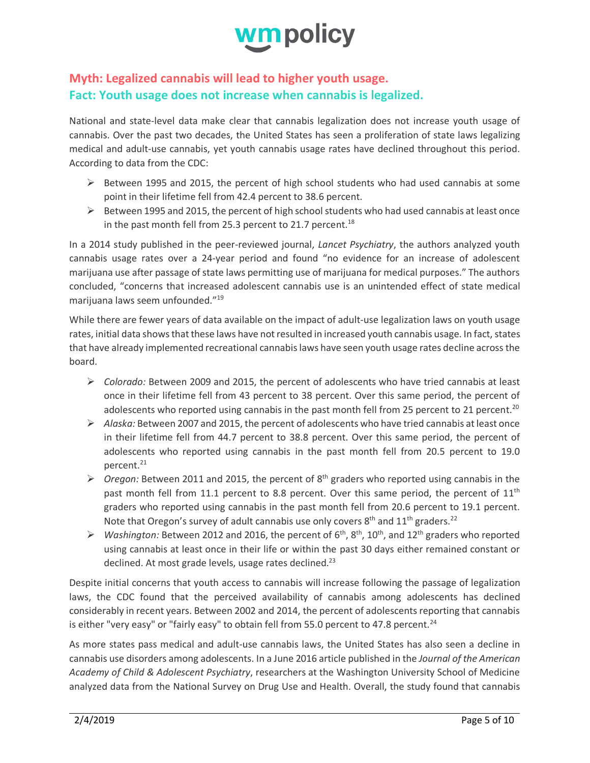## Myth: Legalized cannabis will lead to higher youth usage.
## Fact: Youth usage does not increase when cannabis is legalized.

National and state-level data make clear that cannabis legalization does not increase youth usage of cannabis. Over the past two decades, the United States has seen a proliferation of state laws legalizing medical and adult-use cannabis, yet youth cannabis usage rates have declined throughout this period. According to data from the CDC:

- Between 1995 and 2015, the percent of high school students who had used cannabis at some point in their lifetime fell from 42.4 percent to 38.6 percent.
- Between 1995 and 2015, the percent of high school students who had used cannabis at least once in the past month fell from 25.3 percent to 21.7 percent.[18]

In a 2014 study published in the peer-reviewed journal, *Lancet Psychiatry*, the authors analyzed youth cannabis usage rates over a 24-year period and found "no evidence for an increase of adolescent marijuana use after passage of state laws permitting use of marijuana for medical purposes." The authors concluded, "concerns that increased adolescent cannabis use is an unintended effect of state medical marijuana laws seem unfounded."[19]

While there are fewer years of data available on the impact of adult-use legalization laws on youth usage rates, initial data shows that these laws have not resulted in increased youth cannabis usage. In fact, states that have already implemented recreational cannabis laws have seen youth usage rates decline across the board.

- *Colorado:* Between 2009 and 2015, the percent of adolescents who have tried cannabis at least once in their lifetime fell from 43 percent to 38 percent. Over this same period, the percent of adolescents who reported using cannabis in the past month fell from 25 percent to 21 percent.[20]
- *Alaska:* Between 2007 and 2015, the percent of adolescents who have tried cannabis at least once in their lifetime fell from 44.7 percent to 38.8 percent. Over this same period, the percent of adolescents who reported using cannabis in the past month fell from 20.5 percent to 19.0 percent.[21]
- *Oregon:* Between 2011 and 2015, the percent of 8th graders who reported using cannabis in the past month fell from 11.1 percent to 8.8 percent. Over this same period, the percent of 11th graders who reported using cannabis in the past month fell from 20.6 percent to 19.1 percent. Note that Oregon's survey of adult cannabis use only covers 8th and 11th graders.[22]
- *Washington:* Between 2012 and 2016, the percent of 6th, 8th, 10th, and 12th graders who reported using cannabis at least once in their life or within the past 30 days either remained constant or declined. At most grade levels, usage rates declined.[23]

Despite initial concerns that youth access to cannabis will increase following the passage of legalization laws, the CDC found that the perceived availability of cannabis among adolescents has declined considerably in recent years. Between 2002 and 2014, the percent of adolescents reporting that cannabis is either "very easy" or "fairly easy" to obtain fell from 55.0 percent to 47.8 percent.[24]

As more states pass medical and adult-use cannabis laws, the United States has also seen a decline in cannabis use disorders among adolescents. In a June 2016 article published in the *Journal of the American Academy of Child & Adolescent Psychiatry*, researchers at the Washington University School of Medicine analyzed data from the National Survey on Drug Use and Health. Overall, the study found that cannabis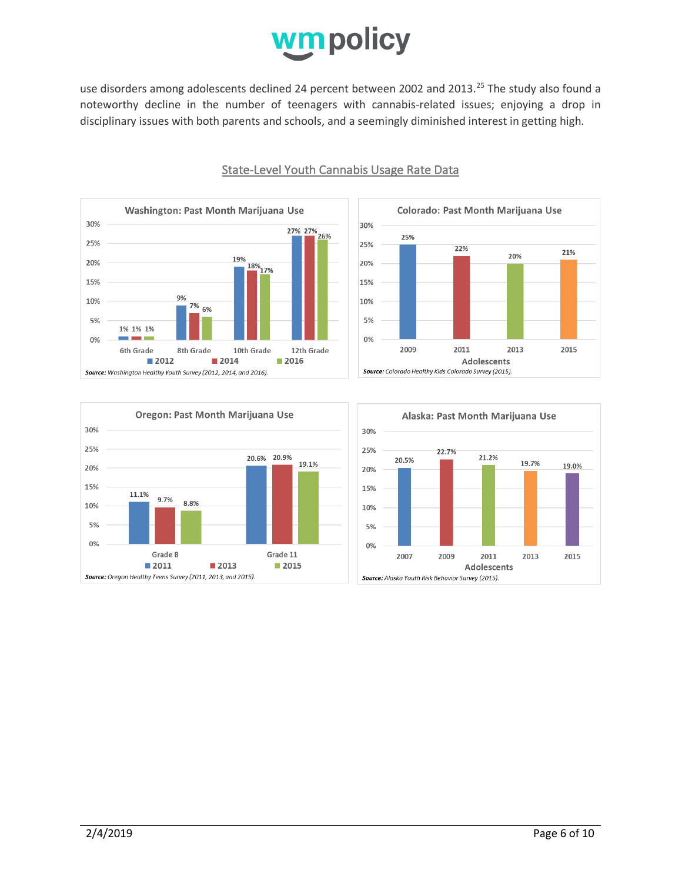use disorders among adolescents declined 24 percent between 2002 and 2013.[25] The study also found a noteworthy decline in the number of teenagers with cannabis-related issues; enjoying a drop in disciplinary issues with both parents and schools, and a seemingly diminished interest in getting high.

## State-Level Youth Cannabis Usage Rate Data

Washington: Past Month Marijuana Use

30%
25%
20%
15%
10%
5%
0%

1% 1% 1%
9% 7% 6%
19% 18% 17%
27% 27% 26%

6th Grade
8th Grade
10th Grade
12th Grade

2012
2014
2016

*Source: Washington Healthy Youth Survey (2012, 2014, and 2016).*

Colorado: Past Month Marijuana Use

30%
25%
20%
15%
10%
5%
0%

25%
22%
20%
21%

2009
2011
2013
2015

Adolescents

*Source: Colorado Healthy Kids Colorado Survey (2015).*

Oregon: Past Month Marijuana Use

30%
25%
20%
15%
10%
5%
0%

11.1% 9.7% 8.8%
20.6% 20.9% 19.1%

Grade 8
Grade 11

2011
2013
2015

*Source: Oregon Healthy Teens Survey (2011, 2013, and 2015).*

Alaska: Past Month Marijuana Use

30%
25%
20%
15%
10%
5%
0%

20.5%
22.7%
21.2%
19.7%
19.0%

2007
2009
2011
2013
2015

Adolescents

*Source: Alaska Youth Risk Behavior Survey (2015).*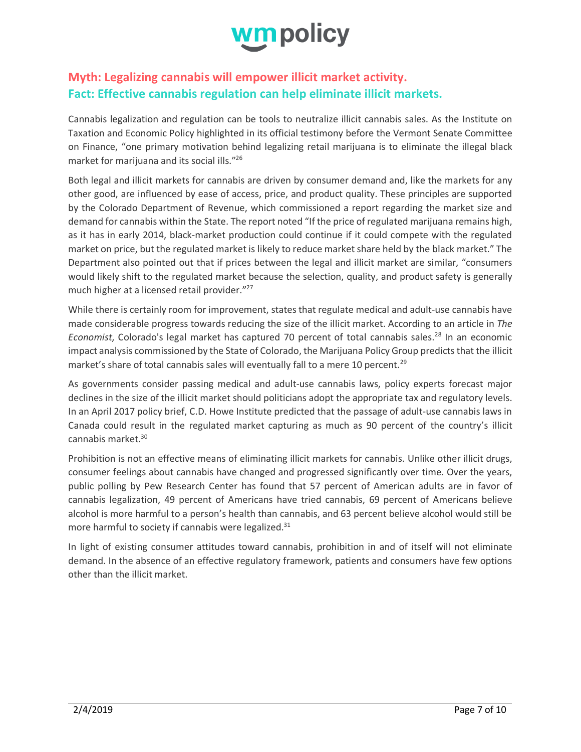## Myth: Legalizing cannabis will empower illicit market activity.
## Fact: Effective cannabis regulation can help eliminate illicit markets.

Cannabis legalization and regulation can be tools to neutralize illicit cannabis sales. As the Institute on Taxation and Economic Policy highlighted in its official testimony before the Vermont Senate Committee on Finance, "one primary motivation behind legalizing retail marijuana is to eliminate the illegal black market for marijuana and its social ills."[26]

Both legal and illicit markets for cannabis are driven by consumer demand and, like the markets for any other good, are influenced by ease of access, price, and product quality. These principles are supported by the Colorado Department of Revenue, which commissioned a report regarding the market size and demand for cannabis within the State. The report noted "If the price of regulated marijuana remains high, as it has in early 2014, black-market production could continue if it could compete with the regulated market on price, but the regulated market is likely to reduce market share held by the black market." The Department also pointed out that if prices between the legal and illicit market are similar, "consumers would likely shift to the regulated market because the selection, quality, and product safety is generally much higher at a licensed retail provider."[27]

While there is certainly room for improvement, states that regulate medical and adult-use cannabis have made considerable progress towards reducing the size of the illicit market. According to an article in *The Economist*, Colorado's legal market has captured 70 percent of total cannabis sales.[28] In an economic impact analysis commissioned by the State of Colorado, the Marijuana Policy Group predicts that the illicit market's share of total cannabis sales will eventually fall to a mere 10 percent.[29]

As governments consider passing medical and adult-use cannabis laws, policy experts forecast major declines in the size of the illicit market should politicians adopt the appropriate tax and regulatory levels. In an April 2017 policy brief, C.D. Howe Institute predicted that the passage of adult-use cannabis laws in Canada could result in the regulated market capturing as much as 90 percent of the country's illicit cannabis market.[30]

Prohibition is not an effective means of eliminating illicit markets for cannabis. Unlike other illicit drugs, consumer feelings about cannabis have changed and progressed significantly over time. Over the years, public polling by Pew Research Center has found that 57 percent of American adults are in favor of cannabis legalization, 49 percent of Americans have tried cannabis, 69 percent of Americans believe alcohol is more harmful to a person's health than cannabis, and 63 percent believe alcohol would still be more harmful to society if cannabis were legalized.[31]

In light of existing consumer attitudes toward cannabis, prohibition in and of itself will not eliminate demand. In the absence of an effective regulatory framework, patients and consumers have few options other than the illicit market.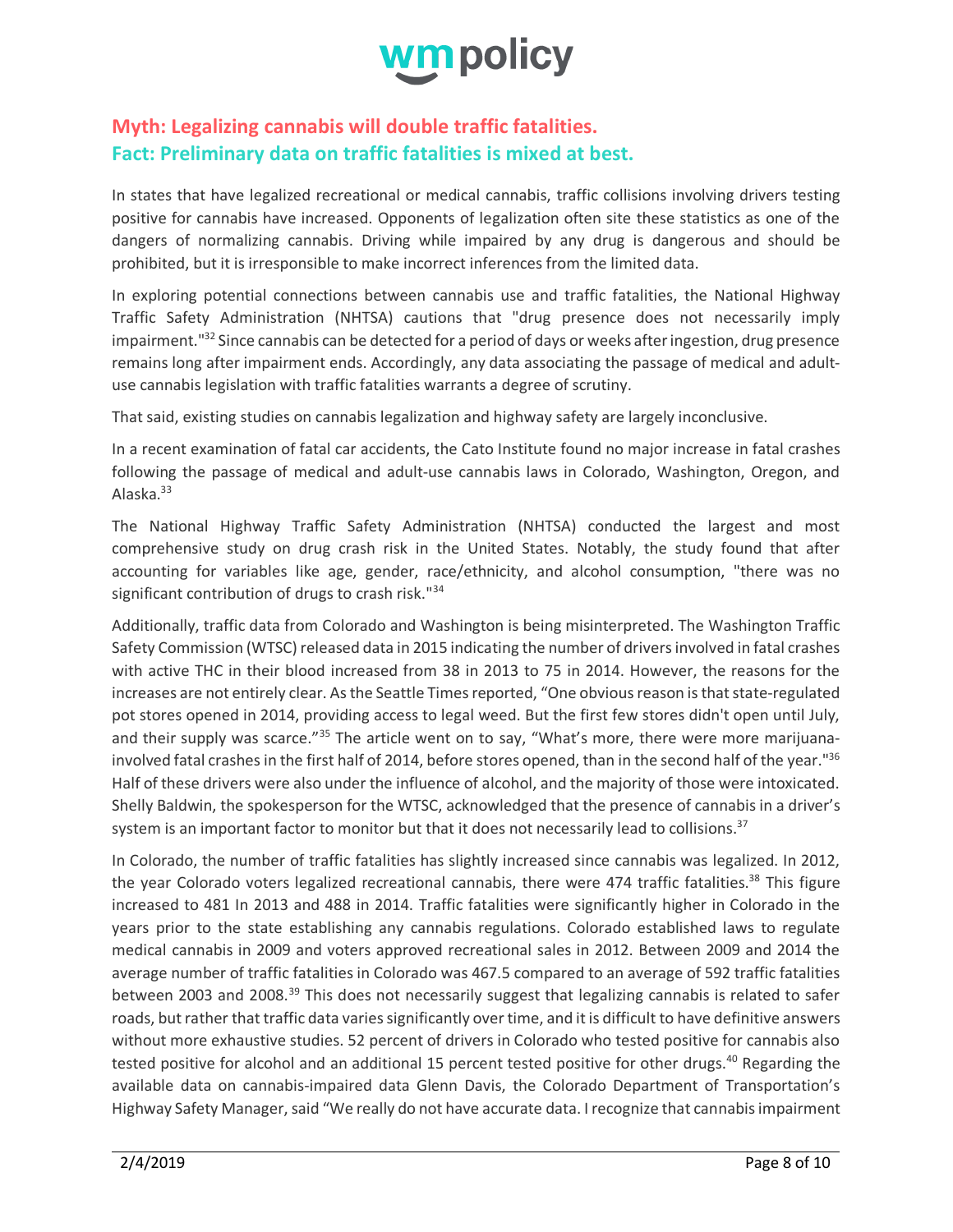## Myth: Legalizing cannabis will double traffic fatalities.
## Fact: Preliminary data on traffic fatalities is mixed at best.

In states that have legalized recreational or medical cannabis, traffic collisions involving drivers testing positive for cannabis have increased. Opponents of legalization often site these statistics as one of the dangers of normalizing cannabis. Driving while impaired by any drug is dangerous and should be prohibited, but it is irresponsible to make incorrect inferences from the limited data.

In exploring potential connections between cannabis use and traffic fatalities, the National Highway Traffic Safety Administration (NHTSA) cautions that "drug presence does not necessarily imply impairment."[32] Since cannabis can be detected for a period of days or weeks after ingestion, drug presence remains long after impairment ends. Accordingly, any data associating the passage of medical and adult-use cannabis legislation with traffic fatalities warrants a degree of scrutiny.

That said, existing studies on cannabis legalization and highway safety are largely inconclusive.

In a recent examination of fatal car accidents, the Cato Institute found no major increase in fatal crashes following the passage of medical and adult-use cannabis laws in Colorado, Washington, Oregon, and Alaska.[33]

The National Highway Traffic Safety Administration (NHTSA) conducted the largest and most comprehensive study on drug crash risk in the United States. Notably, the study found that after accounting for variables like age, gender, race/ethnicity, and alcohol consumption, "there was no significant contribution of drugs to crash risk."[34]

Additionally, traffic data from Colorado and Washington is being misinterpreted. The Washington Traffic Safety Commission (WTSC) released data in 2015 indicating the number of drivers involved in fatal crashes with active THC in their blood increased from 38 in 2013 to 75 in 2014. However, the reasons for the increases are not entirely clear. As the Seattle Times reported, "One obvious reason is that state-regulated pot stores opened in 2014, providing access to legal weed. But the first few stores didn't open until July, and their supply was scarce."[35] The article went on to say, "What's more, there were more marijuana-involved fatal crashes in the first half of 2014, before stores opened, than in the second half of the year."[36] Half of these drivers were also under the influence of alcohol, and the majority of those were intoxicated. Shelly Baldwin, the spokesperson for the WTSC, acknowledged that the presence of cannabis in a driver's system is an important factor to monitor but that it does not necessarily lead to collisions.[37]

In Colorado, the number of traffic fatalities has slightly increased since cannabis was legalized. In 2012, the year Colorado voters legalized recreational cannabis, there were 474 traffic fatalities.[38] This figure increased to 481 In 2013 and 488 in 2014. Traffic fatalities were significantly higher in Colorado in the years prior to the state establishing any cannabis regulations. Colorado established laws to regulate medical cannabis in 2009 and voters approved recreational sales in 2012. Between 2009 and 2014 the average number of traffic fatalities in Colorado was 467.5 compared to an average of 592 traffic fatalities between 2003 and 2008.[39] This does not necessarily suggest that legalizing cannabis is related to safer roads, but rather that traffic data varies significantly over time, and it is difficult to have definitive answers without more exhaustive studies. 52 percent of drivers in Colorado who tested positive for cannabis also tested positive for alcohol and an additional 15 percent tested positive for other drugs.[40] Regarding the available data on cannabis-impaired data Glenn Davis, the Colorado Department of Transportation's Highway Safety Manager, said "We really do not have accurate data. I recognize that cannabis impairment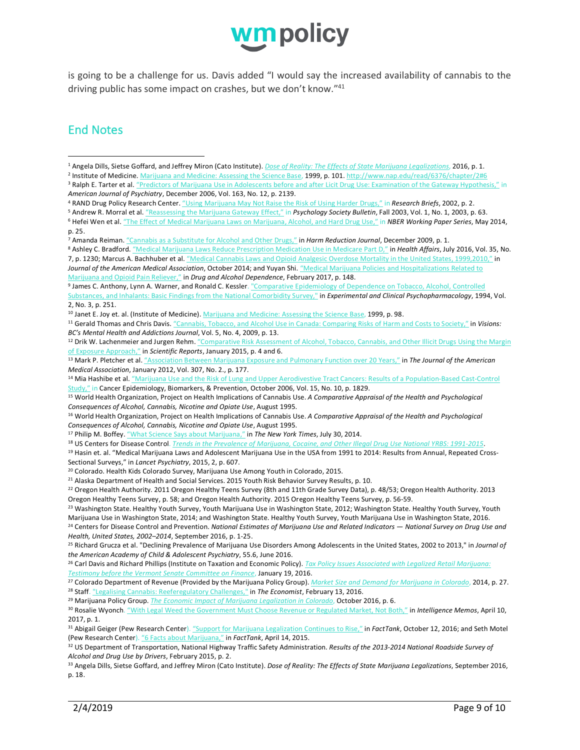is going to be a challenge for us. Davis added "I would say the increased availability of cannabis to the driving public has some impact on crashes, but we don't know."[41]

## End Notes

[1] Angela Dills, Sietse Goffard, and Jeffrey Miron (Cato Institute). *Dose of Reality: The Effects of State Marijuana Legalizations,* 2016, p. 1.

[2] Institute of Medicine. Marijuana and Medicine: Assessing the Science Base, 1999, p. 101. http://www.nap.edu/read/6376/chapter/2#6

[3] Ralph E. Tarter et al. "Predictors of Marijuana Use in Adolescents before and after Licit Drug Use: Examination of the Gateway Hypothesis," in *American Journal of Psychiatry*, December 2006, Vol. 163, No. 12, p. 2139.

[4] RAND Drug Policy Research Center. "Using Marijuana May Not Raise the Risk of Using Harder Drugs," in *Research Briefs*, 2002, p. 2.

[5] Andrew R. Morral et al. "Reassessing the Marijuana Gateway Effect," in *Psychology Society Bulletin*, Fall 2003, Vol. 1, No. 1, 2003, p. 63.

[6] Hefei Wen et al. "The Effect of Medical Marijuana Laws on Marijuana, Alcohol, and Hard Drug Use," in *NBER Working Paper Series*, May 2014, p. 25.

[7] Amanda Reiman. "Cannabis as a Substitute for Alcohol and Other Drugs," in *Harm Reduction Journal*, December 2009, p. 1.

[8] Ashley C. Bradford. "Medical Marijuana Laws Reduce Prescription Medication Use in Medicare Part D," in *Health Affairs*, July 2016, Vol. 35, No. 7, p. 1230; Marcus A. Bachhuber et al. "Medical Cannabis Laws and Opioid Analgesic Overdose Mortality in the United States, 1999,2010," in *Journal of the American Medical Association*, October 2014; and Yuyan Shi. "Medical Marijuana Policies and Hospitalizations Related to Marijuana and Opioid Pain Reliever," in *Drug and Alcohol Dependence*, February 2017, p. 148.

[9] James C. Anthony, Lynn A. Warner, and Ronald C. Kessler. "Comparative Epidemiology of Dependence on Tobacco, Alcohol, Controlled Substances, and Inhalants: Basic Findings from the National Comorbidity Survey," in *Experimental and Clinical Psychopharmacology*, 1994, Vol. 2, No. 3, p. 251.

[10] Janet E. Joy et. al. (Institute of Medicine). Marijuana and Medicine: Assessing the Science Base, 1999, p. 98.

[11] Gerald Thomas and Chris Davis. "Cannabis, Tobacco, and Alcohol Use in Canada: Comparing Risks of Harm and Costs to Society," in *Visions: BC's Mental Health and Addictions Journal*, Vol. 5, No. 4, 2009, p. 13.

[12] Drik W. Lachenmeier and Jurgen Rehm. "Comparative Risk Assessment of Alcohol, Tobacco, Cannabis, and Other Illicit Drugs Using the Margin of Exposure Approach," in *Scientific Reports*, January 2015, p. 4 and 6.

[13] Mark P. Pletcher et al. "Association Between Marijuana Exposure and Pulmonary Function over 20 Years," in *The Journal of the American Medical Association*, January 2012, Vol. 307, No. 2., p. 177.

[14] Mia Hashibe et al. "Marijuana Use and the Risk of Lung and Upper Aerodivestive Tract Cancers: Results of a Population-Based Cast-Control Study," in Cancer Epidemiology, Biomarkers, & Prevention, October 2006, Vol. 15, No. 10, p. 1829.

[15] World Health Organization, Project on Health Implications of Cannabis Use. *A Comparative Appraisal of the Health and Psychological Consequences of Alcohol, Cannabis, Nicotine and Opiate Use*, August 1995.

[16] World Health Organization, Project on Health Implications of Cannabis Use. *A Comparative Appraisal of the Health and Psychological Consequences of Alcohol, Cannabis, Nicotine and Opiate Use*, August 1995.

[17] Philip M. Boffey. "What Science Says about Marijuana," in *The New York Times*, July 30, 2014.

[18] US Centers for Disease Control. *Trends in the Prevalence of Marijuana, Cocaine, and Other Illegal Drug Use National YRBS: 1991-2015*.

[19] Hasin et. al. "Medical Marijuana Laws and Adolescent Marijuana Use in the USA from 1991 to 2014: Results from Annual, Repeated Cross-Sectional Surveys," in *Lancet Psychiatry*, 2015, 2, p. 607.

[20] Colorado. Health Kids Colorado Survey, Marijuana Use Among Youth in Colorado, 2015.

[21] Alaska Department of Health and Social Services. 2015 Youth Risk Behavior Survey Results, p. 10.

[22] Oregon Health Authority. 2011 Oregon Healthy Teens Survey (8th and 11th Grade Survey Data), p. 48/53; Oregon Health Authority. 2013 Oregon Healthy Teens Survey, p. 58; and Oregon Health Authority. 2015 Oregon Healthy Teens Survey, p. 56-59.

[23] Washington State. Healthy Youth Survey, Youth Marijuana Use in Washington State, 2012; Washington State. Healthy Youth Survey, Youth Marijuana Use in Washington State, 2014; and Washington State. Healthy Youth Survey, Youth Marijuana Use in Washington State, 2016.

[24] Centers for Disease Control and Prevention. *National Estimates of Marijuana Use and Related Indicators — National Survey on Drug Use and Health, United States, 2002–2014*, September 2016, p. 1-25.

[25] Richard Grucza et al. "Declining Prevalence of Marijuana Use Disorders Among Adolescents in the United States, 2002 to 2013," in *Journal of the American Academy of Child & Adolescent Psychiatry*, 55.6, June 2016.

[26] Carl Davis and Richard Phillips (Institute on Taxation and Economic Policy). *Tax Policy Issues Associated with Legalized Retail Marijuana: Testimony before the Vermont Senate Committee on Finance*, January 19, 2016.

[27] Colorado Department of Revenue (Provided by the Marijuana Policy Group). *Market Size and Demand for Marijuana in Colorado*, 2014, p. 27.

[28] Staff. "Legalising Cannabis: Reeferegulatory Challenges," in *The Economist*, February 13, 2016.

[29] Marijuana Policy Group. *The Economic Impact of Marijuana Legalization in Colorado*, October 2016, p. 6.

[30] Rosalie Wyonch. "With Legal Weed the Government Must Choose Revenue or Regulated Market, Not Both," in *Intelligence Memos*, April 10, 2017, p. 1.

[31] Abigail Geiger (Pew Research Center). "Support for Marijuana Legalization Continues to Rise," in *FactTank*, October 12, 2016; and Seth Motel (Pew Research Center). "6 Facts about Marijuana," in *FactTank*, April 14, 2015.

[32] US Department of Transportation, National Highway Traffic Safety Administration. *Results of the 2013-2014 National Roadside Survey of Alcohol and Drug Use by Drivers*, February 2015, p. 2.

[33] Angela Dills, Sietse Goffard, and Jeffrey Miron (Cato Institute). *Dose of Reality: The Effects of State Marijuana Legalizations*, September 2016, p. 18.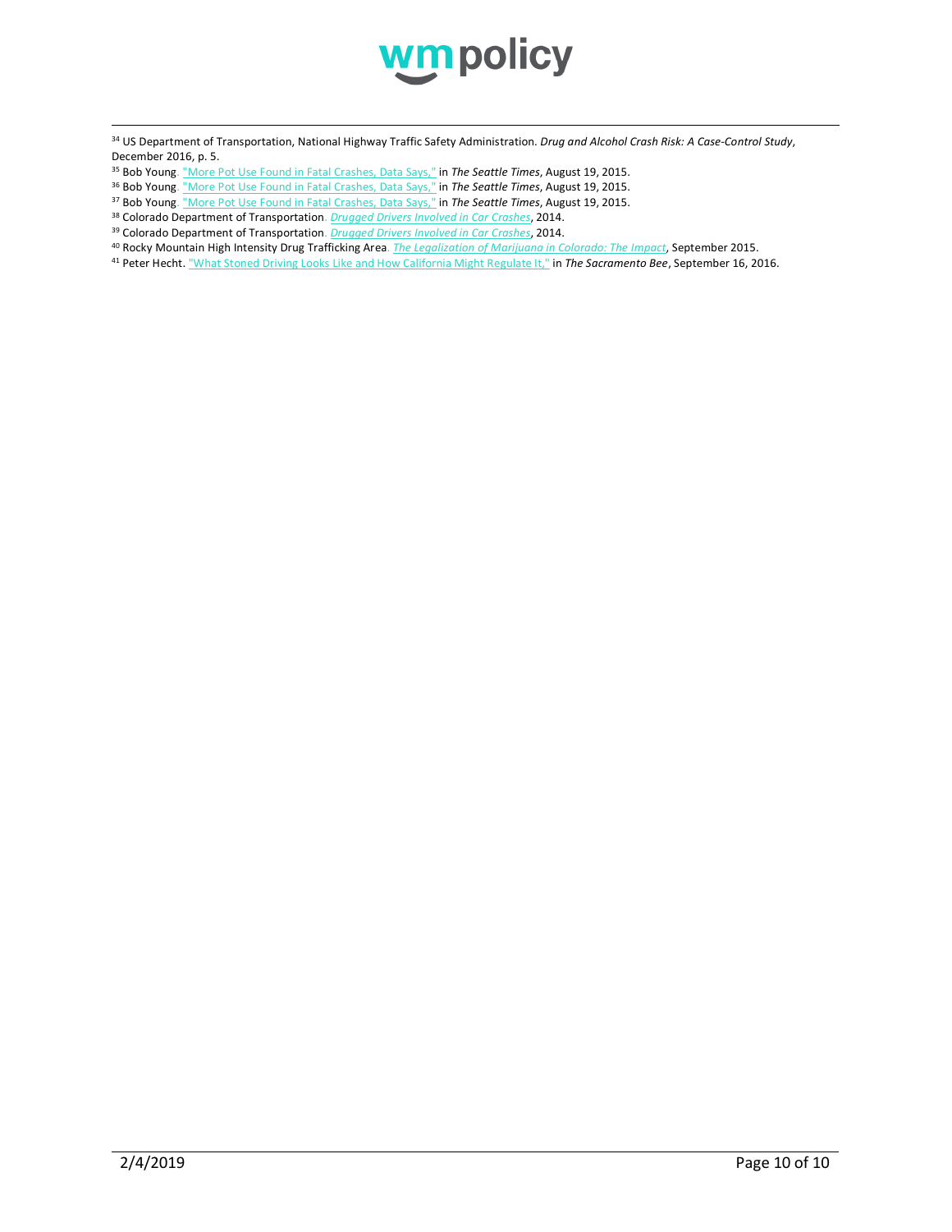[34] US Department of Transportation, National Highway Traffic Safety Administration. *Drug and Alcohol Crash Risk: A Case-Control Study*, December 2016, p. 5.

[35] Bob Young. "More Pot Use Found in Fatal Crashes, Data Says," in *The Seattle Times*, August 19, 2015.

[36] Bob Young. "More Pot Use Found in Fatal Crashes, Data Says," in *The Seattle Times*, August 19, 2015.

[37] Bob Young. "More Pot Use Found in Fatal Crashes, Data Says," in *The Seattle Times*, August 19, 2015.

[38] Colorado Department of Transportation. *Drugged Drivers Involved in Car Crashes*, 2014.

[39] Colorado Department of Transportation. *Drugged Drivers Involved in Car Crashes*, 2014.

[40] Rocky Mountain High Intensity Drug Trafficking Area. *The Legalization of Marijuana in Colorado: The Impact*, September 2015.

[41] Peter Hecht. "What Stoned Driving Looks Like and How California Might Regulate It," in *The Sacramento Bee*, September 16, 2016.